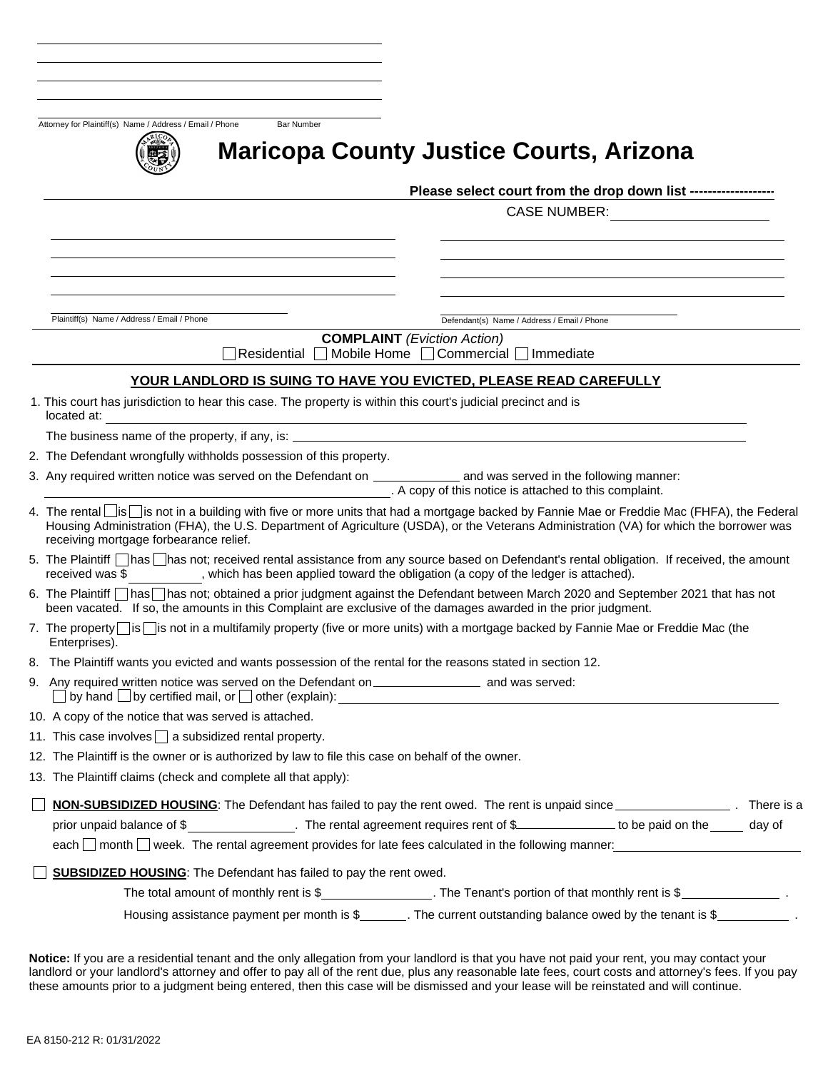Attorney for Plaintiff(s) Name / Address / Email / Phone Bar Number

# Maricopa County Justice Courts, Arizona

**Please select court from the drop down list -------------------**

CASE NUMBER: ____________________

Plaintiff(s) Name / Address / Email / Phone

Defendant(s) Name / Address / Email / Phone

**COMPLAINT** *(Eviction Action)*

☐ Residential ☐ Mobile Home ☐ Commercial ☐ Immediate

## YOUR LANDLORD IS SUING TO HAVE YOU EVICTED, PLEASE READ CAREFULLY

1. This court has jurisdiction to hear this case. The property is within this court's judicial precinct and is located at: ____________________

   The business name of the property, if any, is: ____________________
2. The Defendant wrongfully withholds possession of this property.
3. Any required written notice was served on the Defendant on ____________ and was served in the following manner: ____________________. A copy of this notice is attached to this complaint.
4. The rental ☐ is ☐ is not in a building with five or more units that had a mortgage backed by Fannie Mae or Freddie Mac (FHFA), the Federal Housing Administration (FHA), the U.S. Department of Agriculture (USDA), or the Veterans Administration (VA) for which the borrower was receiving mortgage forbearance relief.
5. The Plaintiff ☐ has ☐ has not; received rental assistance from any source based on Defendant's rental obligation. If received, the amount received was $__________, which has been applied toward the obligation (a copy of the ledger is attached).
6. The Plaintiff ☐ has ☐ has not; obtained a prior judgment against the Defendant between March 2020 and September 2021 that has not been vacated. If so, the amounts in this Complaint are exclusive of the damages awarded in the prior judgment.
7. The property ☐ is ☐ is not in a multifamily property (five or more units) with a mortgage backed by Fannie Mae or Freddie Mac (the Enterprises).
8. The Plaintiff wants you evicted and wants possession of the rental for the reasons stated in section 12.
9. Any required written notice was served on the Defendant on ______________ and was served: ☐ by hand ☐ by certified mail, or ☐ other (explain): ____________________
10. A copy of the notice that was served is attached.
11. This case involves ☐ a subsidized rental property.
12. The Plaintiff is the owner or is authorized by law to file this case on behalf of the owner.
13. The Plaintiff claims (check and complete all that apply):

☐ **NON-SUBSIDIZED HOUSING**: The Defendant has failed to pay the rent owed. The rent is unpaid since ______________. There is a prior unpaid balance of $______________. The rental agreement requires rent of $______________ to be paid on the _____ day of each ☐ month ☐ week. The rental agreement provides for late fees calculated in the following manner: ____________________

☐ **SUBSIDIZED HOUSING**: The Defendant has failed to pay the rent owed.

The total amount of monthly rent is $______________. The Tenant's portion of that monthly rent is $______________.

Housing assistance payment per month is $_______. The current outstanding balance owed by the tenant is $__________.

**Notice:** If you are a residential tenant and the only allegation from your landlord is that you have not paid your rent, you may contact your landlord or your landlord's attorney and offer to pay all of the rent due, plus any reasonable late fees, court costs and attorney's fees. If you pay these amounts prior to a judgment being entered, then this case will be dismissed and your lease will be reinstated and will continue.

EA 8150-212 R: 01/31/2022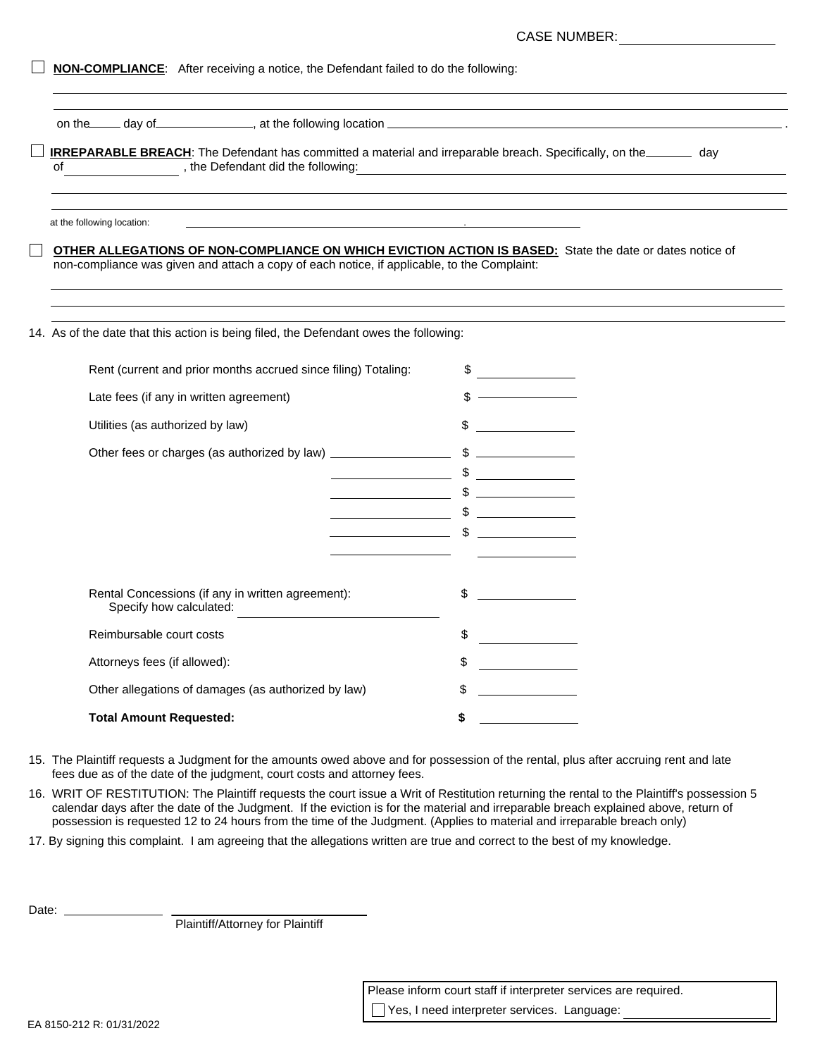CASE NUMBER: ____________________

☐ **NON-COMPLIANCE**: After receiving a notice, the Defendant failed to do the following:

______________________________________________________________________________

______________________________________________________________________________

on the _____ day of ______________, at the following location ______________________________________________.

☐ **IRREPARABLE BREACH**: The Defendant has committed a material and irreparable breach. Specifically, on the _______ day of ________________, the Defendant did the following: ______________________________________________

______________________________________________________________________________

______________________________________________________________________________

at the following location: ______________________________________________.

☐ **OTHER ALLEGATIONS OF NON-COMPLIANCE ON WHICH EVICTION ACTION IS BASED:** State the date or dates notice of non-compliance was given and attach a copy of each notice, if applicable, to the Complaint:

______________________________________________________________________________

______________________________________________________________________________

______________________________________________________________________________

14. As of the date that this action is being filed, the Defendant owes the following:

| Item | Amount |
|---|---|
| Rent (current and prior months accrued since filing) Totaling: | $ ______________ |
| Late fees (if any in written agreement) | $ ______________ |
| Utilities (as authorized by law) | $ ______________ |
| Other fees or charges (as authorized by law) __________________ | $ ______________ |
| __________________ | $ ______________ |
| __________________ | $ ______________ |
| __________________ | $ ______________ |
| __________________ | $ ______________ |
| __________________ | ______________ |
| Rental Concessions (if any in written agreement): Specify how calculated: __________________ | $ ______________ |
| Reimbursable court costs | $ ______________ |
| Attorneys fees (if allowed): | $ ______________ |
| Other allegations of damages (as authorized by law) | $ ______________ |
| **Total Amount Requested:** | **$** ______________ |

15. The Plaintiff requests a Judgment for the amounts owed above and for possession of the rental, plus after accruing rent and late fees due as of the date of the judgment, court costs and attorney fees.

16. WRIT OF RESTITUTION: The Plaintiff requests the court issue a Writ of Restitution returning the rental to the Plaintiff's possession 5 calendar days after the date of the Judgment. If the eviction is for the material and irreparable breach explained above, return of possession is requested 12 to 24 hours from the time of the Judgment. (Applies to material and irreparable breach only)

17. By signing this complaint. I am agreeing that the allegations written are true and correct to the best of my knowledge.

Date: ______________ ____________________________
Plaintiff/Attorney for Plaintiff

Please inform court staff if interpreter services are required.
☐ Yes, I need interpreter services. Language: ____________________

EA 8150-212 R: 01/31/2022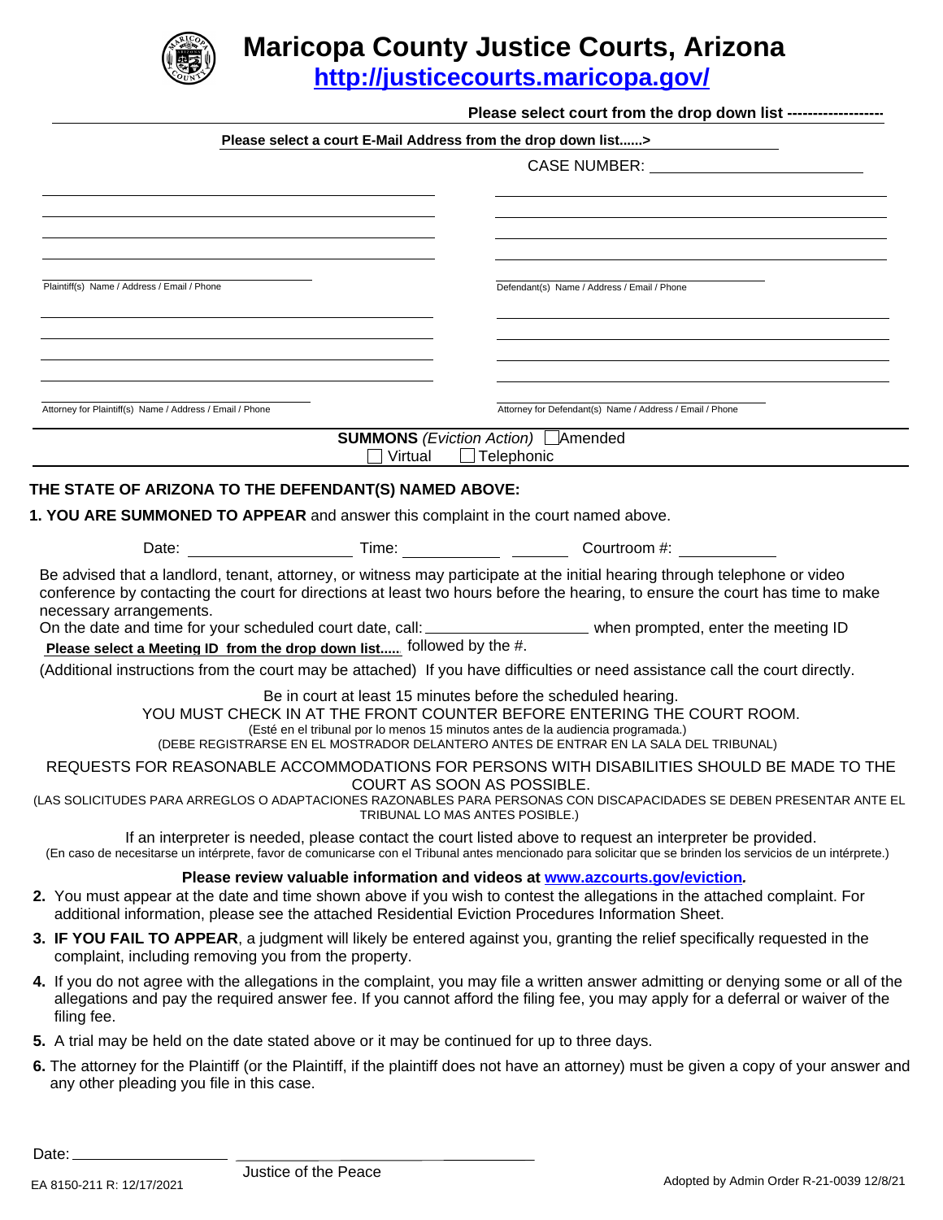# Maricopa County Justice Courts, Arizona

**http://justicecourts.maricopa.gov/**

**Please select court from the drop down list -------------------**

**Please select a court E-Mail Address from the drop down list......>**

CASE NUMBER: ____________________

Plaintiff(s) Name / Address / Email / Phone

Defendant(s) Name / Address / Email / Phone

Attorney for Plaintiff(s) Name / Address / Email / Phone

Attorney for Defendant(s) Name / Address / Email / Phone

**SUMMONS** *(Eviction Action)* ☐ Amended

☐ Virtual ☐ Telephonic

**THE STATE OF ARIZONA TO THE DEFENDANT(S) NAMED ABOVE:**

**1. YOU ARE SUMMONED TO APPEAR** and answer this complaint in the court named above.

Date: ____________________ Time: ____________ ________ Courtroom #: ____________

Be advised that a landlord, tenant, attorney, or witness may participate at the initial hearing through telephone or video conference by contacting the court for directions at least two hours before the hearing, to ensure the court has time to make necessary arrangements.

On the date and time for your scheduled court date, call: ____________________ when prompted, enter the meeting ID **Please select a Meeting ID from the drop down list.....** followed by the #.

(Additional instructions from the court may be attached) If you have difficulties or need assistance call the court directly.

Be in court at least 15 minutes before the scheduled hearing.
YOU MUST CHECK IN AT THE FRONT COUNTER BEFORE ENTERING THE COURT ROOM.
(Esté en el tribunal por lo menos 15 minutos antes de la audiencia programada.)
(DEBE REGISTRARSE EN EL MOSTRADOR DELANTERO ANTES DE ENTRAR EN LA SALA DEL TRIBUNAL)

REQUESTS FOR REASONABLE ACCOMMODATIONS FOR PERSONS WITH DISABILITIES SHOULD BE MADE TO THE COURT AS SOON AS POSSIBLE.
(LAS SOLICITUDES PARA ARREGLOS O ADAPTACIONES RAZONABLES PARA PERSONAS CON DISCAPACIDADES SE DEBEN PRESENTAR ANTE EL TRIBUNAL LO MAS ANTES POSIBLE.)

If an interpreter is needed, please contact the court listed above to request an interpreter be provided.
(En caso de necesitarse un intérprete, favor de comunicarse con el Tribunal antes mencionado para solicitar que se brinden los servicios de un intérprete.)

**Please review valuable information and videos at www.azcourts.gov/eviction.**

2. You must appear at the date and time shown above if you wish to contest the allegations in the attached complaint. For additional information, please see the attached Residential Eviction Procedures Information Sheet.
3. **IF YOU FAIL TO APPEAR**, a judgment will likely be entered against you, granting the relief specifically requested in the complaint, including removing you from the property.
4. If you do not agree with the allegations in the complaint, you may file a written answer admitting or denying some or all of the allegations and pay the required answer fee. If you cannot afford the filing fee, you may apply for a deferral or waiver of the filing fee.
5. A trial may be held on the date stated above or it may be continued for up to three days.
6. The attorney for the Plaintiff (or the Plaintiff, if the plaintiff does not have an attorney) must be given a copy of your answer and any other pleading you file in this case.

Date: ____________________ ______________________________
Justice of the Peace

EA 8150-211 R: 12/17/2021

Adopted by Admin Order R-21-0039 12/8/21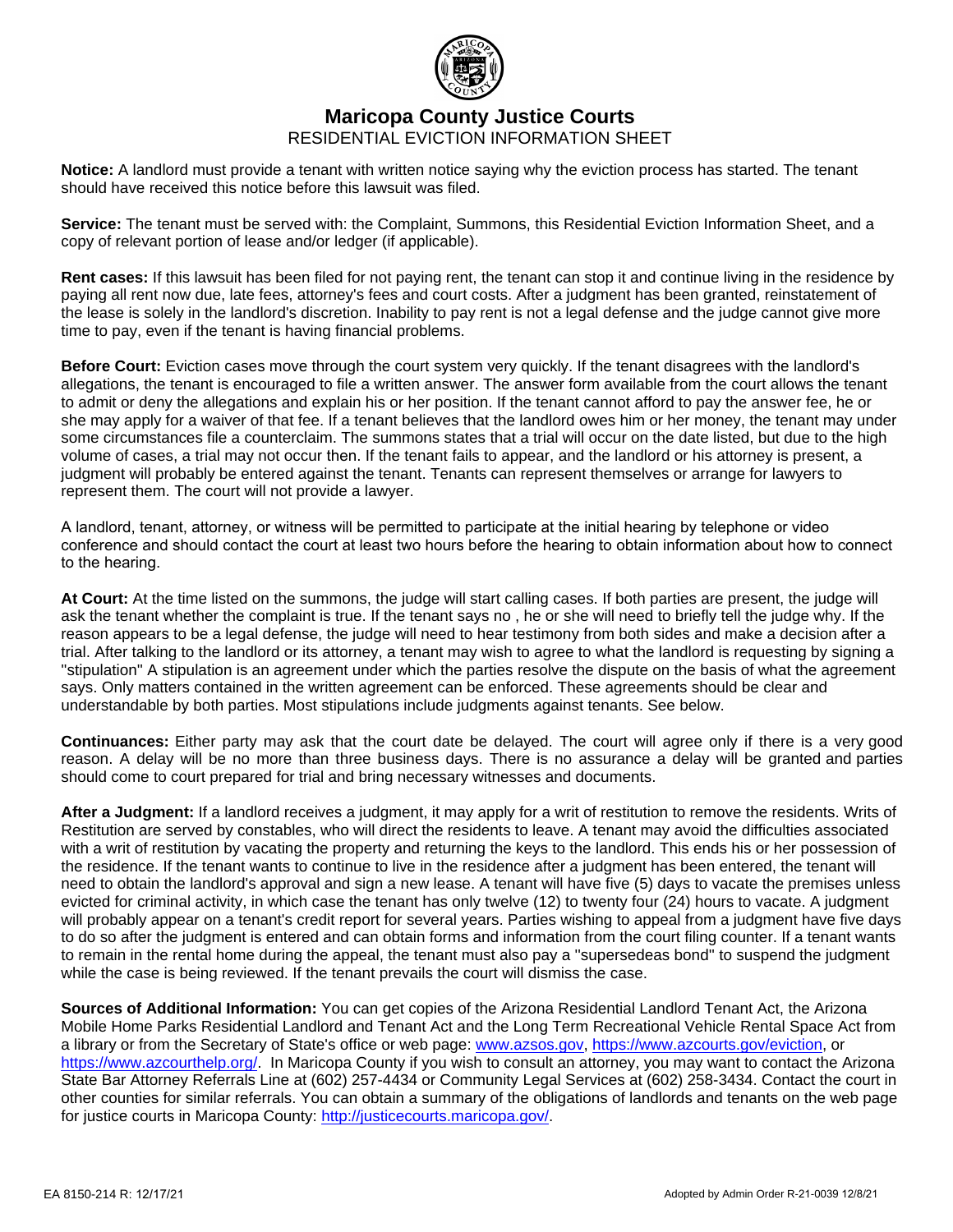# Maricopa County Justice Courts

## RESIDENTIAL EVICTION INFORMATION SHEET

**Notice:** A landlord must provide a tenant with written notice saying why the eviction process has started. The tenant should have received this notice before this lawsuit was filed.

**Service:** The tenant must be served with: the Complaint, Summons, this Residential Eviction Information Sheet, and a copy of relevant portion of lease and/or ledger (if applicable).

**Rent cases:** If this lawsuit has been filed for not paying rent, the tenant can stop it and continue living in the residence by paying all rent now due, late fees, attorney's fees and court costs. After a judgment has been granted, reinstatement of the lease is solely in the landlord's discretion. Inability to pay rent is not a legal defense and the judge cannot give more time to pay, even if the tenant is having financial problems.

**Before Court:** Eviction cases move through the court system very quickly. If the tenant disagrees with the landlord's allegations, the tenant is encouraged to file a written answer. The answer form available from the court allows the tenant to admit or deny the allegations and explain his or her position. If the tenant cannot afford to pay the answer fee, he or she may apply for a waiver of that fee. If a tenant believes that the landlord owes him or her money, the tenant may under some circumstances file a counterclaim. The summons states that a trial will occur on the date listed, but due to the high volume of cases, a trial may not occur then. If the tenant fails to appear, and the landlord or his attorney is present, a judgment will probably be entered against the tenant. Tenants can represent themselves or arrange for lawyers to represent them. The court will not provide a lawyer.

A landlord, tenant, attorney, or witness will be permitted to participate at the initial hearing by telephone or video conference and should contact the court at least two hours before the hearing to obtain information about how to connect to the hearing.

**At Court:** At the time listed on the summons, the judge will start calling cases. If both parties are present, the judge will ask the tenant whether the complaint is true. If the tenant says no , he or she will need to briefly tell the judge why. If the reason appears to be a legal defense, the judge will need to hear testimony from both sides and make a decision after a trial. After talking to the landlord or its attorney, a tenant may wish to agree to what the landlord is requesting by signing a "stipulation" A stipulation is an agreement under which the parties resolve the dispute on the basis of what the agreement says. Only matters contained in the written agreement can be enforced. These agreements should be clear and understandable by both parties. Most stipulations include judgments against tenants. See below.

**Continuances:** Either party may ask that the court date be delayed. The court will agree only if there is a very good reason. A delay will be no more than three business days. There is no assurance a delay will be granted and parties should come to court prepared for trial and bring necessary witnesses and documents.

**After a Judgment:** If a landlord receives a judgment, it may apply for a writ of restitution to remove the residents. Writs of Restitution are served by constables, who will direct the residents to leave. A tenant may avoid the difficulties associated with a writ of restitution by vacating the property and returning the keys to the landlord. This ends his or her possession of the residence. If the tenant wants to continue to live in the residence after a judgment has been entered, the tenant will need to obtain the landlord's approval and sign a new lease. A tenant will have five (5) days to vacate the premises unless evicted for criminal activity, in which case the tenant has only twelve (12) to twenty four (24) hours to vacate. A judgment will probably appear on a tenant's credit report for several years. Parties wishing to appeal from a judgment have five days to do so after the judgment is entered and can obtain forms and information from the court filing counter. If a tenant wants to remain in the rental home during the appeal, the tenant must also pay a "supersedeas bond" to suspend the judgment while the case is being reviewed. If the tenant prevails the court will dismiss the case.

**Sources of Additional Information:** You can get copies of the Arizona Residential Landlord Tenant Act, the Arizona Mobile Home Parks Residential Landlord and Tenant Act and the Long Term Recreational Vehicle Rental Space Act from a library or from the Secretary of State's office or web page: www.azsos.gov, https://www.azcourts.gov/eviction, or https://www.azcourthelp.org/. In Maricopa County if you wish to consult an attorney, you may want to contact the Arizona State Bar Attorney Referrals Line at (602) 257-4434 or Community Legal Services at (602) 258-3434. Contact the court in other counties for similar referrals. You can obtain a summary of the obligations of landlords and tenants on the web page for justice courts in Maricopa County: http://justicecourts.maricopa.gov/.

EA 8150-214 R: 12/17/21

Adopted by Admin Order R-21-0039 12/8/21